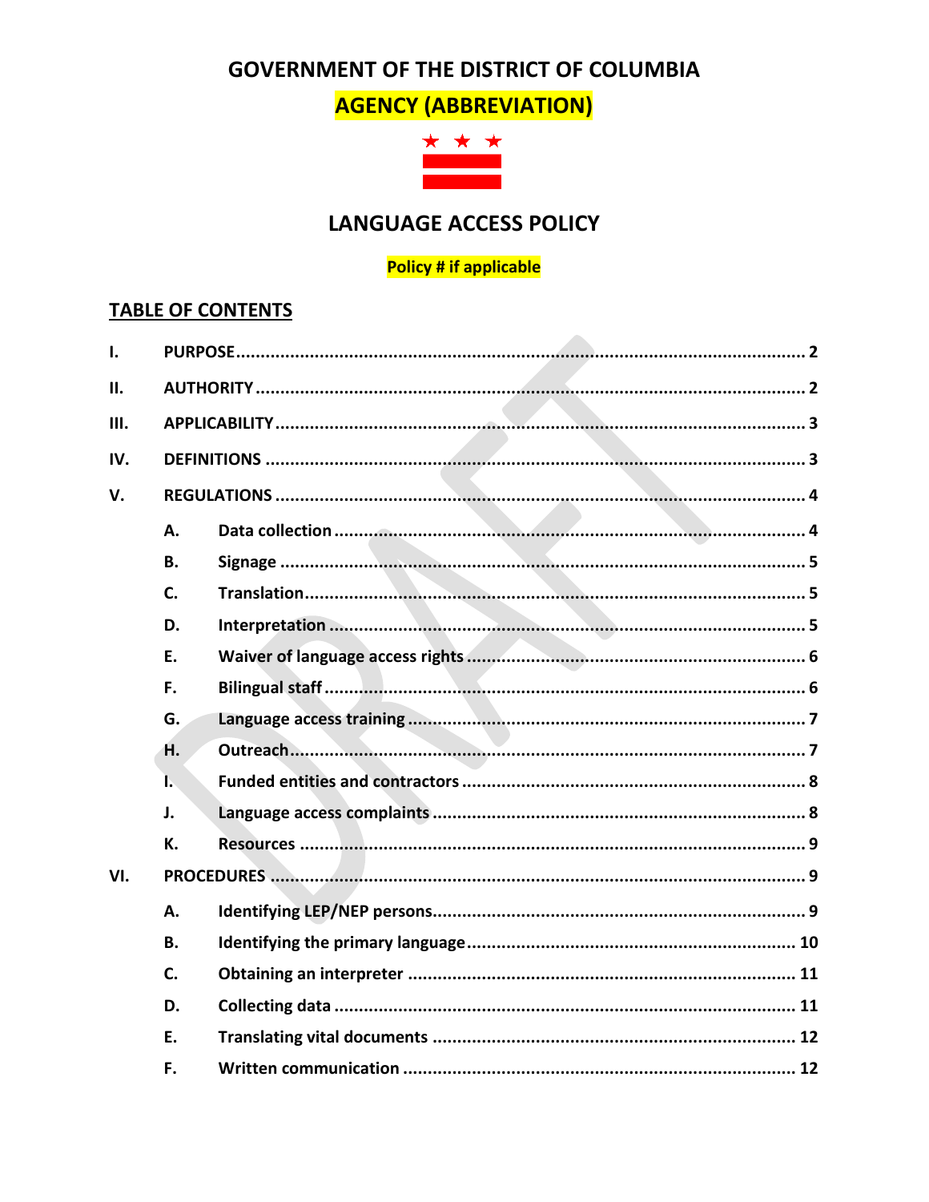# GOVERNMENT OF THE DISTRICT OF COLUMBIA

## AGENCY (ABBREVIATION)

## LANGUAGE ACCESS POLICY

**Policy # if applicable**

## TABLE OF CONTENTS

| | | |
|---|---|---|
| **I.** | **PURPOSE** | **2** |
| **II.** | **AUTHORITY** | **2** |
| **III.** | **APPLICABILITY** | **3** |
| **IV.** | **DEFINITIONS** | **3** |
| **V.** | **REGULATIONS** | **4** |
| | **A. Data collection** | **4** |
| | **B. Signage** | **5** |
| | **C. Translation** | **5** |
| | **D. Interpretation** | **5** |
| | **E. Waiver of language access rights** | **6** |
| | **F. Bilingual staff** | **6** |
| | **G. Language access training** | **7** |
| | **H. Outreach** | **7** |
| | **I. Funded entities and contractors** | **8** |
| | **J. Language access complaints** | **8** |
| | **K. Resources** | **9** |
| **VI.** | **PROCEDURES** | **9** |
| | **A. Identifying LEP/NEP persons** | **9** |
| | **B. Identifying the primary language** | **10** |
| | **C. Obtaining an interpreter** | **11** |
| | **D. Collecting data** | **11** |
| | **E. Translating vital documents** | **12** |
| | **F. Written communication** | **12** |

DRAFT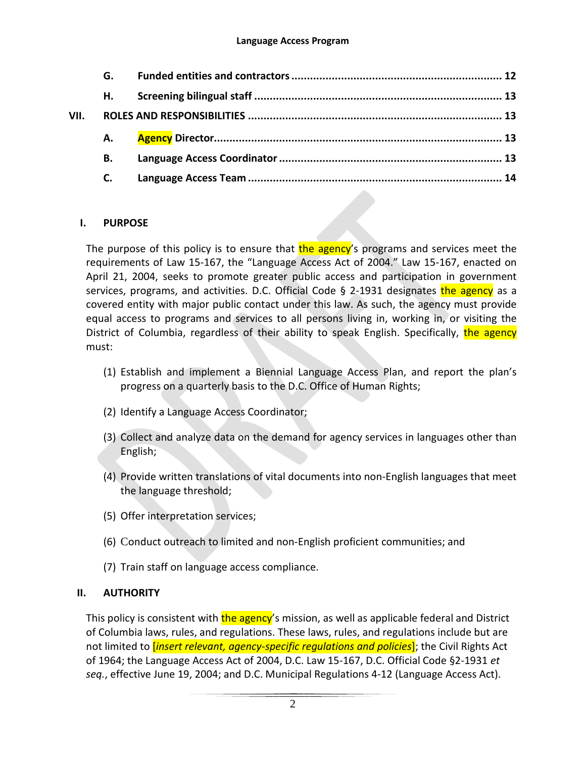| | | | |
|---|---|---|---|
| | **G.** | **Funded entities and contractors** | **12** |
| | **H.** | **Screening bilingual staff** | **13** |
| **VII.** | **ROLES AND RESPONSIBILITIES** | | **13** |
| | **A.** | **Agency Director** | **13** |
| | **B.** | **Language Access Coordinator** | **13** |
| | **C.** | **Language Access Team** | **14** |

## I. PURPOSE

The purpose of this policy is to ensure that the agency's programs and services meet the requirements of Law 15-167, the "Language Access Act of 2004." Law 15-167, enacted on April 21, 2004, seeks to promote greater public access and participation in government services, programs, and activities. D.C. Official Code § 2-1931 designates the agency as a covered entity with major public contact under this law. As such, the agency must provide equal access to programs and services to all persons living in, working in, or visiting the District of Columbia, regardless of their ability to speak English. Specifically, the agency must:

(1) Establish and implement a Biennial Language Access Plan, and report the plan's progress on a quarterly basis to the D.C. Office of Human Rights;

(2) Identify a Language Access Coordinator;

(3) Collect and analyze data on the demand for agency services in languages other than English;

(4) Provide written translations of vital documents into non-English languages that meet the language threshold;

(5) Offer interpretation services;

(6) Conduct outreach to limited and non-English proficient communities; and

(7) Train staff on language access compliance.

## II. AUTHORITY

This policy is consistent with the agency's mission, as well as applicable federal and District of Columbia laws, rules, and regulations. These laws, rules, and regulations include but are not limited to [*insert relevant, agency-specific regulations and policies*]; the Civil Rights Act of 1964; the Language Access Act of 2004, D.C. Law 15-167, D.C. Official Code §2-1931 *et seq.*, effective June 19, 2004; and D.C. Municipal Regulations 4-12 (Language Access Act).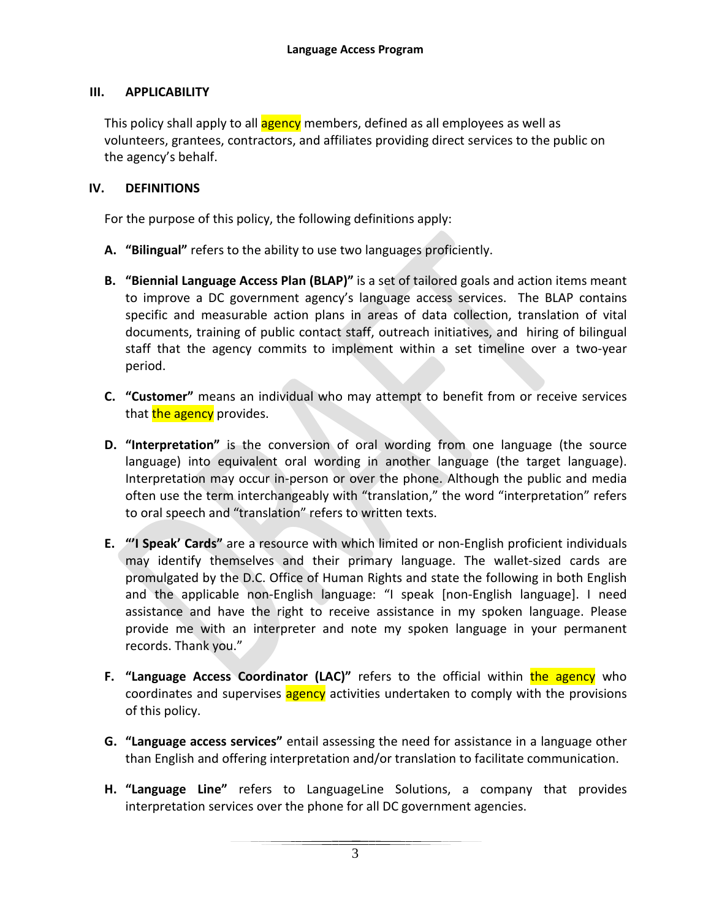## III. APPLICABILITY

This policy shall apply to all agency members, defined as all employees as well as volunteers, grantees, contractors, and affiliates providing direct services to the public on the agency's behalf.

## IV. DEFINITIONS

For the purpose of this policy, the following definitions apply:

A. **"Bilingual"** refers to the ability to use two languages proficiently.

B. **"Biennial Language Access Plan (BLAP)"** is a set of tailored goals and action items meant to improve a DC government agency's language access services. The BLAP contains specific and measurable action plans in areas of data collection, translation of vital documents, training of public contact staff, outreach initiatives, and hiring of bilingual staff that the agency commits to implement within a set timeline over a two-year period.

C. **"Customer"** means an individual who may attempt to benefit from or receive services that the agency provides.

D. **"Interpretation"** is the conversion of oral wording from one language (the source language) into equivalent oral wording in another language (the target language). Interpretation may occur in-person or over the phone. Although the public and media often use the term interchangeably with "translation," the word "interpretation" refers to oral speech and "translation" refers to written texts.

E. **"'I Speak' Cards"** are a resource with which limited or non-English proficient individuals may identify themselves and their primary language. The wallet-sized cards are promulgated by the D.C. Office of Human Rights and state the following in both English and the applicable non-English language: "I speak [non-English language]. I need assistance and have the right to receive assistance in my spoken language. Please provide me with an interpreter and note my spoken language in your permanent records. Thank you."

F. **"Language Access Coordinator (LAC)"** refers to the official within the agency who coordinates and supervises agency activities undertaken to comply with the provisions of this policy.

G. **"Language access services"** entail assessing the need for assistance in a language other than English and offering interpretation and/or translation to facilitate communication.

H. **"Language Line"** refers to LanguageLine Solutions, a company that provides interpretation services over the phone for all DC government agencies.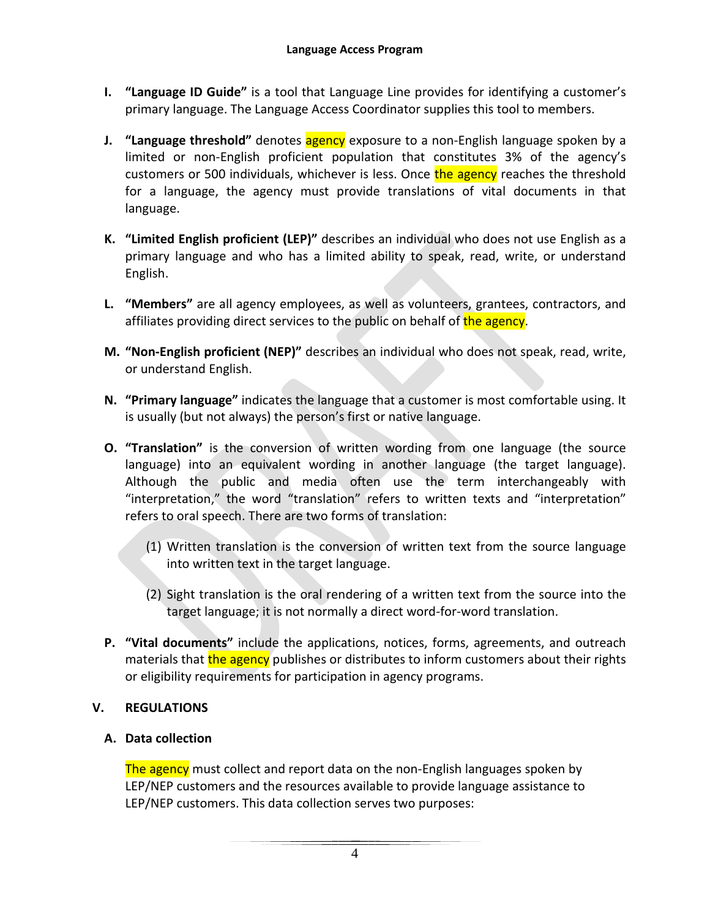**Language Access Program**

I. **"Language ID Guide"** is a tool that Language Line provides for identifying a customer's primary language. The Language Access Coordinator supplies this tool to members.

J. **"Language threshold"** denotes agency exposure to a non-English language spoken by a limited or non-English proficient population that constitutes 3% of the agency's customers or 500 individuals, whichever is less. Once the agency reaches the threshold for a language, the agency must provide translations of vital documents in that language.

K. **"Limited English proficient (LEP)"** describes an individual who does not use English as a primary language and who has a limited ability to speak, read, write, or understand English.

L. **"Members"** are all agency employees, as well as volunteers, grantees, contractors, and affiliates providing direct services to the public on behalf of the agency.

M. **"Non-English proficient (NEP)"** describes an individual who does not speak, read, write, or understand English.

N. **"Primary language"** indicates the language that a customer is most comfortable using. It is usually (but not always) the person's first or native language.

O. **"Translation"** is the conversion of written wording from one language (the source language) into an equivalent wording in another language (the target language). Although the public and media often use the term interchangeably with "interpretation," the word "translation" refers to written texts and "interpretation" refers to oral speech. There are two forms of translation:

   (1) Written translation is the conversion of written text from the source language into written text in the target language.

   (2) Sight translation is the oral rendering of a written text from the source into the target language; it is not normally a direct word-for-word translation.

P. **"Vital documents"** include the applications, notices, forms, agreements, and outreach materials that the agency publishes or distributes to inform customers about their rights or eligibility requirements for participation in agency programs.

## V. REGULATIONS

### A. Data collection

The agency must collect and report data on the non-English languages spoken by LEP/NEP customers and the resources available to provide language assistance to LEP/NEP customers. This data collection serves two purposes: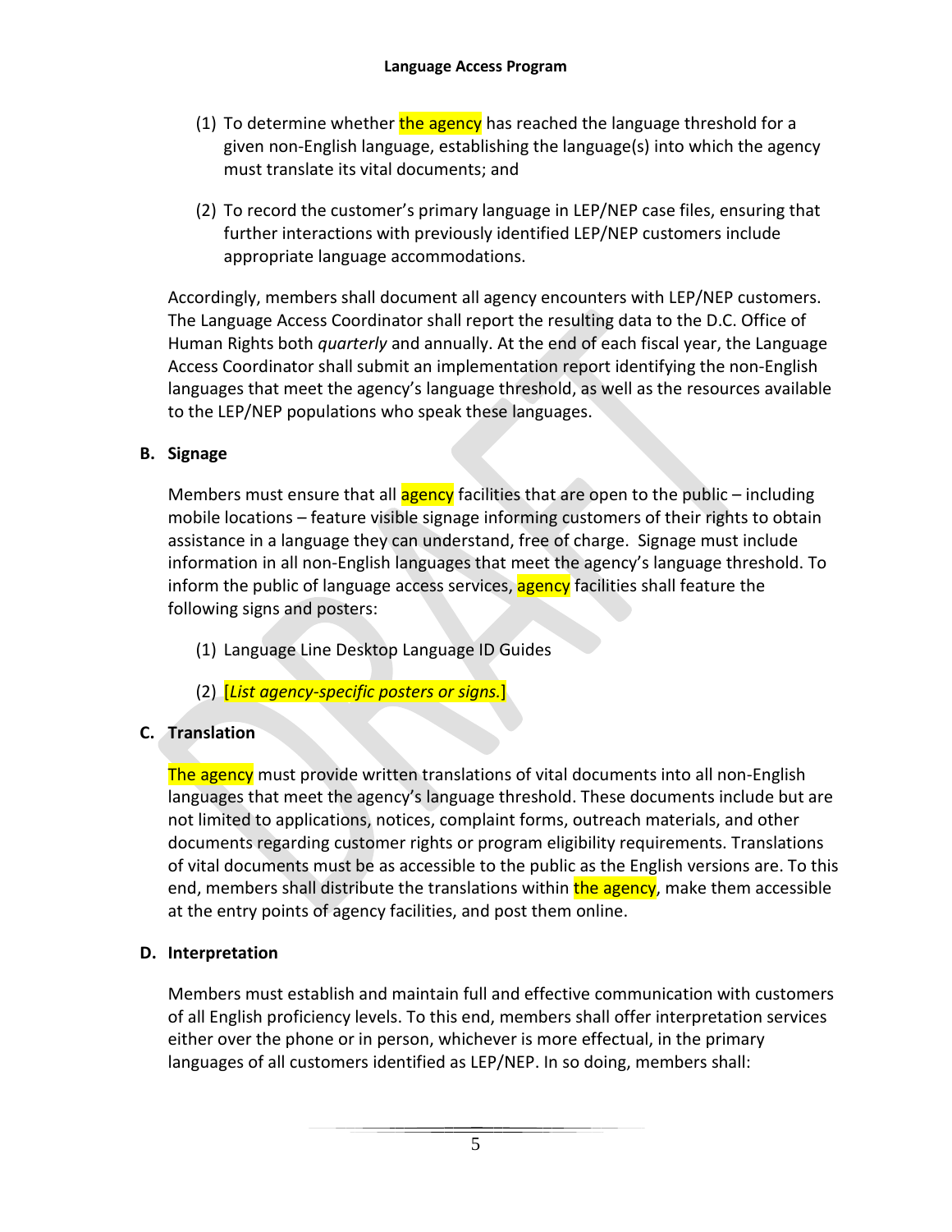(1) To determine whether the agency has reached the language threshold for a given non-English language, establishing the language(s) into which the agency must translate its vital documents; and

(2) To record the customer's primary language in LEP/NEP case files, ensuring that further interactions with previously identified LEP/NEP customers include appropriate language accommodations.

Accordingly, members shall document all agency encounters with LEP/NEP customers. The Language Access Coordinator shall report the resulting data to the D.C. Office of Human Rights both *quarterly* and annually. At the end of each fiscal year, the Language Access Coordinator shall submit an implementation report identifying the non-English languages that meet the agency's language threshold, as well as the resources available to the LEP/NEP populations who speak these languages.

**B. Signage**

Members must ensure that all agency facilities that are open to the public – including mobile locations – feature visible signage informing customers of their rights to obtain assistance in a language they can understand, free of charge. Signage must include information in all non-English languages that meet the agency's language threshold. To inform the public of language access services, agency facilities shall feature the following signs and posters:

(1) Language Line Desktop Language ID Guides

(2) [*List agency-specific posters or signs.*]

**C. Translation**

The agency must provide written translations of vital documents into all non-English languages that meet the agency's language threshold. These documents include but are not limited to applications, notices, complaint forms, outreach materials, and other documents regarding customer rights or program eligibility requirements. Translations of vital documents must be as accessible to the public as the English versions are. To this end, members shall distribute the translations within the agency, make them accessible at the entry points of agency facilities, and post them online.

**D. Interpretation**

Members must establish and maintain full and effective communication with customers of all English proficiency levels. To this end, members shall offer interpretation services either over the phone or in person, whichever is more effectual, in the primary languages of all customers identified as LEP/NEP. In so doing, members shall: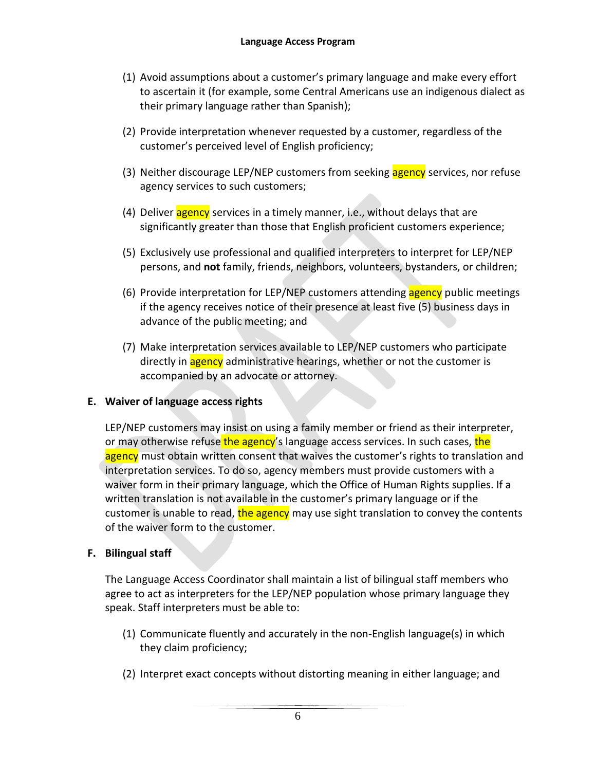(1) Avoid assumptions about a customer's primary language and make every effort to ascertain it (for example, some Central Americans use an indigenous dialect as their primary language rather than Spanish);

(2) Provide interpretation whenever requested by a customer, regardless of the customer's perceived level of English proficiency;

(3) Neither discourage LEP/NEP customers from seeking agency services, nor refuse agency services to such customers;

(4) Deliver agency services in a timely manner, i.e., without delays that are significantly greater than those that English proficient customers experience;

(5) Exclusively use professional and qualified interpreters to interpret for LEP/NEP persons, and **not** family, friends, neighbors, volunteers, bystanders, or children;

(6) Provide interpretation for LEP/NEP customers attending agency public meetings if the agency receives notice of their presence at least five (5) business days in advance of the public meeting; and

(7) Make interpretation services available to LEP/NEP customers who participate directly in agency administrative hearings, whether or not the customer is accompanied by an advocate or attorney.

**E. Waiver of language access rights**

LEP/NEP customers may insist on using a family member or friend as their interpreter, or may otherwise refuse the agency's language access services. In such cases, the agency must obtain written consent that waives the customer's rights to translation and interpretation services. To do so, agency members must provide customers with a waiver form in their primary language, which the Office of Human Rights supplies. If a written translation is not available in the customer's primary language or if the customer is unable to read, the agency may use sight translation to convey the contents of the waiver form to the customer.

**F. Bilingual staff**

The Language Access Coordinator shall maintain a list of bilingual staff members who agree to act as interpreters for the LEP/NEP population whose primary language they speak. Staff interpreters must be able to:

(1) Communicate fluently and accurately in the non-English language(s) in which they claim proficiency;

(2) Interpret exact concepts without distorting meaning in either language; and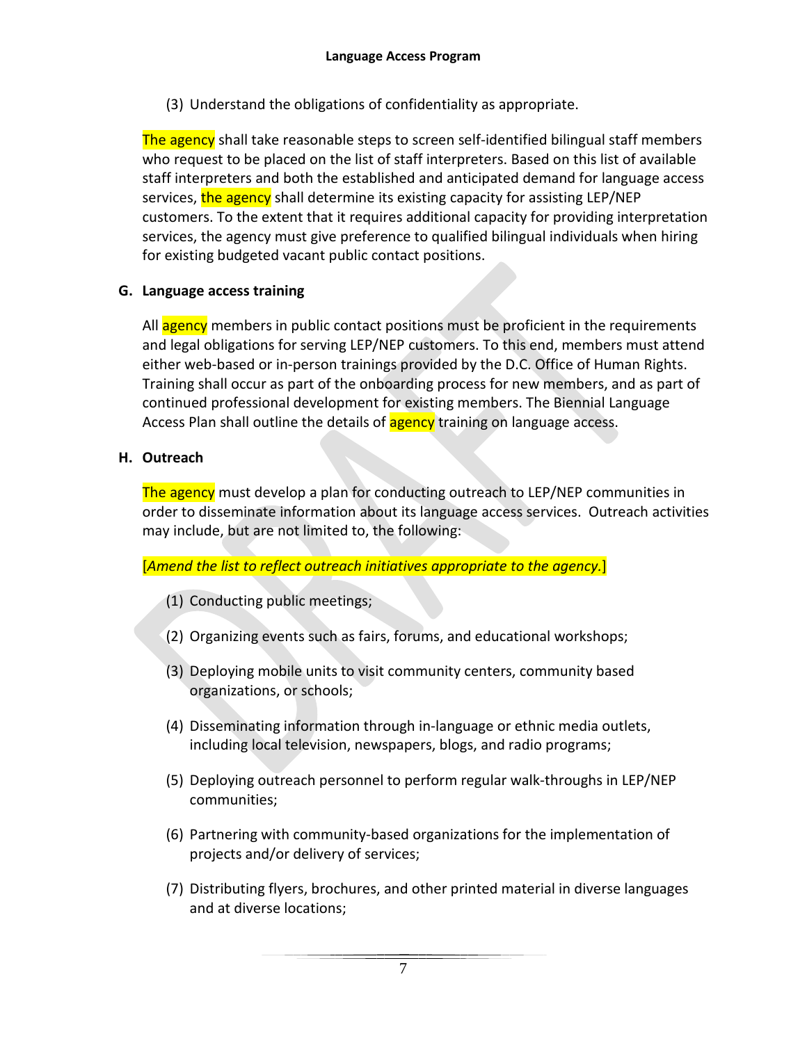(3) Understand the obligations of confidentiality as appropriate.

The agency shall take reasonable steps to screen self-identified bilingual staff members who request to be placed on the list of staff interpreters. Based on this list of available staff interpreters and both the established and anticipated demand for language access services, the agency shall determine its existing capacity for assisting LEP/NEP customers. To the extent that it requires additional capacity for providing interpretation services, the agency must give preference to qualified bilingual individuals when hiring for existing budgeted vacant public contact positions.

## G. Language access training

All agency members in public contact positions must be proficient in the requirements and legal obligations for serving LEP/NEP customers. To this end, members must attend either web-based or in-person trainings provided by the D.C. Office of Human Rights. Training shall occur as part of the onboarding process for new members, and as part of continued professional development for existing members. The Biennial Language Access Plan shall outline the details of agency training on language access.

## H. Outreach

The agency must develop a plan for conducting outreach to LEP/NEP communities in order to disseminate information about its language access services. Outreach activities may include, but are not limited to, the following:

[*Amend the list to reflect outreach initiatives appropriate to the agency.*]

(1) Conducting public meetings;

(2) Organizing events such as fairs, forums, and educational workshops;

(3) Deploying mobile units to visit community centers, community based organizations, or schools;

(4) Disseminating information through in-language or ethnic media outlets, including local television, newspapers, blogs, and radio programs;

(5) Deploying outreach personnel to perform regular walk-throughs in LEP/NEP communities;

(6) Partnering with community-based organizations for the implementation of projects and/or delivery of services;

(7) Distributing flyers, brochures, and other printed material in diverse languages and at diverse locations;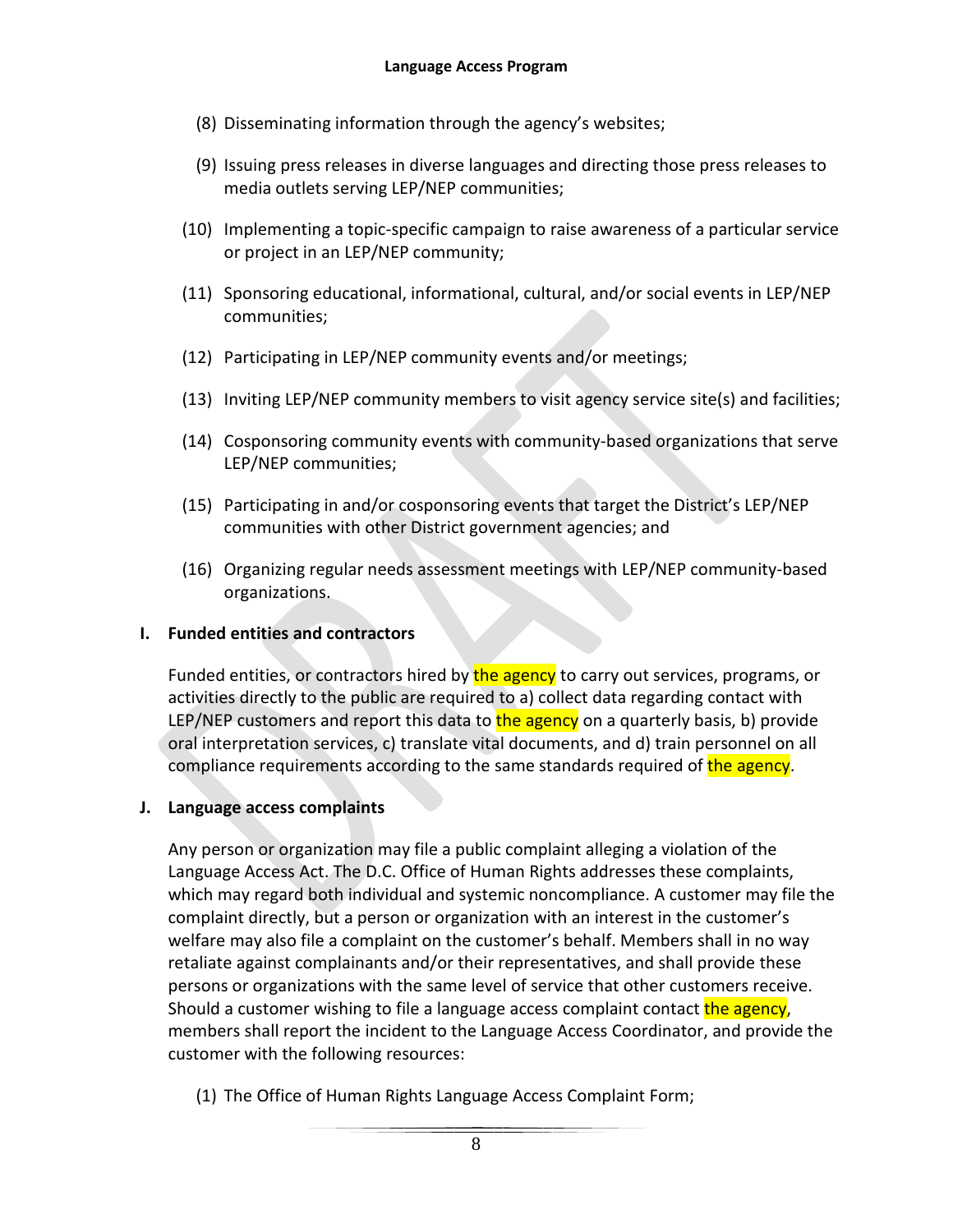(8) Disseminating information through the agency's websites;

(9) Issuing press releases in diverse languages and directing those press releases to media outlets serving LEP/NEP communities;

(10) Implementing a topic-specific campaign to raise awareness of a particular service or project in an LEP/NEP community;

(11) Sponsoring educational, informational, cultural, and/or social events in LEP/NEP communities;

(12) Participating in LEP/NEP community events and/or meetings;

(13) Inviting LEP/NEP community members to visit agency service site(s) and facilities;

(14) Cosponsoring community events with community-based organizations that serve LEP/NEP communities;

(15) Participating in and/or cosponsoring events that target the District's LEP/NEP communities with other District government agencies; and

(16) Organizing regular needs assessment meetings with LEP/NEP community-based organizations.

**I. Funded entities and contractors**

Funded entities, or contractors hired by the agency to carry out services, programs, or activities directly to the public are required to a) collect data regarding contact with LEP/NEP customers and report this data to the agency on a quarterly basis, b) provide oral interpretation services, c) translate vital documents, and d) train personnel on all compliance requirements according to the same standards required of the agency.

**J. Language access complaints**

Any person or organization may file a public complaint alleging a violation of the Language Access Act. The D.C. Office of Human Rights addresses these complaints, which may regard both individual and systemic noncompliance. A customer may file the complaint directly, but a person or organization with an interest in the customer's welfare may also file a complaint on the customer's behalf. Members shall in no way retaliate against complainants and/or their representatives, and shall provide these persons or organizations with the same level of service that other customers receive. Should a customer wishing to file a language access complaint contact the agency, members shall report the incident to the Language Access Coordinator, and provide the customer with the following resources:

(1) The Office of Human Rights Language Access Complaint Form;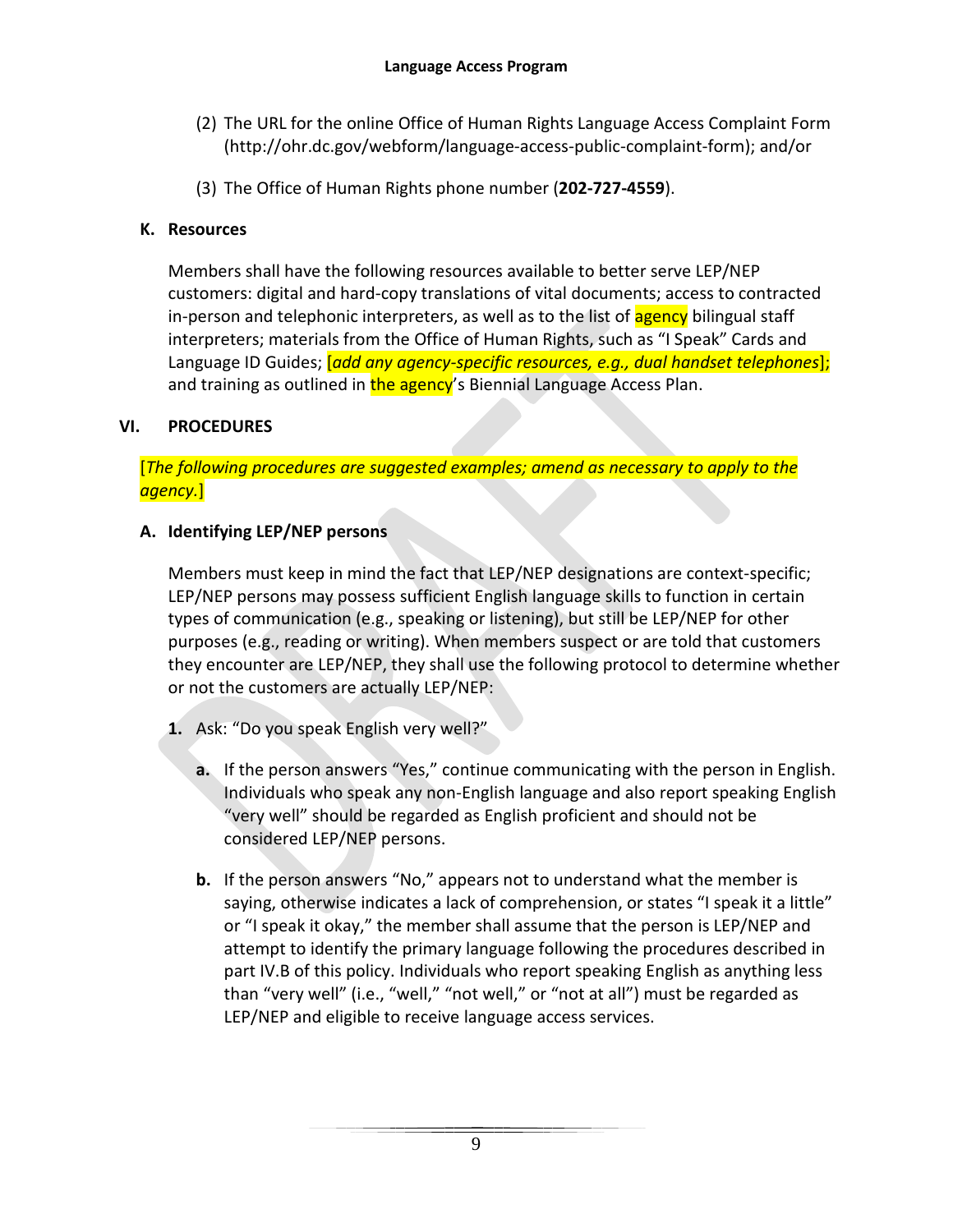(2) The URL for the online Office of Human Rights Language Access Complaint Form (http://ohr.dc.gov/webform/language-access-public-complaint-form); and/or

(3) The Office of Human Rights phone number (**202-727-4559**).

### K. Resources

Members shall have the following resources available to better serve LEP/NEP customers: digital and hard-copy translations of vital documents; access to contracted in-person and telephonic interpreters, as well as to the list of agency bilingual staff interpreters; materials from the Office of Human Rights, such as "I Speak" Cards and Language ID Guides; [*add any agency-specific resources, e.g., dual handset telephones*]; and training as outlined in the agency's Biennial Language Access Plan.

## VI. PROCEDURES

[*The following procedures are suggested examples; amend as necessary to apply to the agency.*]

### A. Identifying LEP/NEP persons

Members must keep in mind the fact that LEP/NEP designations are context-specific; LEP/NEP persons may possess sufficient English language skills to function in certain types of communication (e.g., speaking or listening), but still be LEP/NEP for other purposes (e.g., reading or writing). When members suspect or are told that customers they encounter are LEP/NEP, they shall use the following protocol to determine whether or not the customers are actually LEP/NEP:

**1.** Ask: "Do you speak English very well?"

**a.** If the person answers "Yes," continue communicating with the person in English. Individuals who speak any non-English language and also report speaking English "very well" should be regarded as English proficient and should not be considered LEP/NEP persons.

**b.** If the person answers "No," appears not to understand what the member is saying, otherwise indicates a lack of comprehension, or states "I speak it a little" or "I speak it okay," the member shall assume that the person is LEP/NEP and attempt to identify the primary language following the procedures described in part IV.B of this policy. Individuals who report speaking English as anything less than "very well" (i.e., "well," "not well," or "not at all") must be regarded as LEP/NEP and eligible to receive language access services.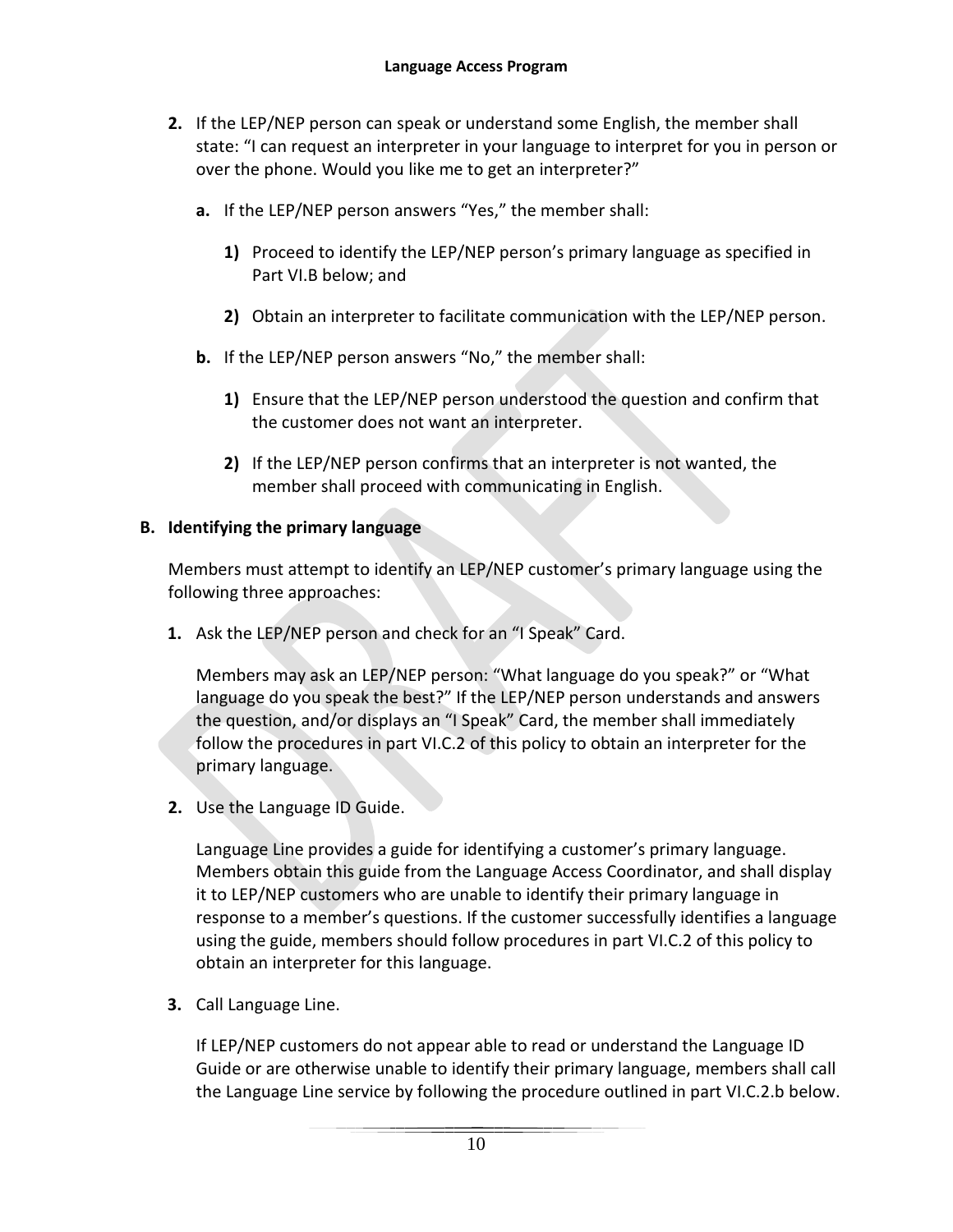2. If the LEP/NEP person can speak or understand some English, the member shall state: "I can request an interpreter in your language to interpret for you in person or over the phone. Would you like me to get an interpreter?"

   a. If the LEP/NEP person answers "Yes," the member shall:

      1) Proceed to identify the LEP/NEP person's primary language as specified in Part VI.B below; and

      2) Obtain an interpreter to facilitate communication with the LEP/NEP person.

   b. If the LEP/NEP person answers "No," the member shall:

      1) Ensure that the LEP/NEP person understood the question and confirm that the customer does not want an interpreter.

      2) If the LEP/NEP person confirms that an interpreter is not wanted, the member shall proceed with communicating in English.

**B. Identifying the primary language**

Members must attempt to identify an LEP/NEP customer's primary language using the following three approaches:

1. Ask the LEP/NEP person and check for an "I Speak" Card.

   Members may ask an LEP/NEP person: "What language do you speak?" or "What language do you speak the best?" If the LEP/NEP person understands and answers the question, and/or displays an "I Speak" Card, the member shall immediately follow the procedures in part VI.C.2 of this policy to obtain an interpreter for the primary language.

2. Use the Language ID Guide.

   Language Line provides a guide for identifying a customer's primary language. Members obtain this guide from the Language Access Coordinator, and shall display it to LEP/NEP customers who are unable to identify their primary language in response to a member's questions. If the customer successfully identifies a language using the guide, members should follow procedures in part VI.C.2 of this policy to obtain an interpreter for this language.

3. Call Language Line.

   If LEP/NEP customers do not appear able to read or understand the Language ID Guide or are otherwise unable to identify their primary language, members shall call the Language Line service by following the procedure outlined in part VI.C.2.b below.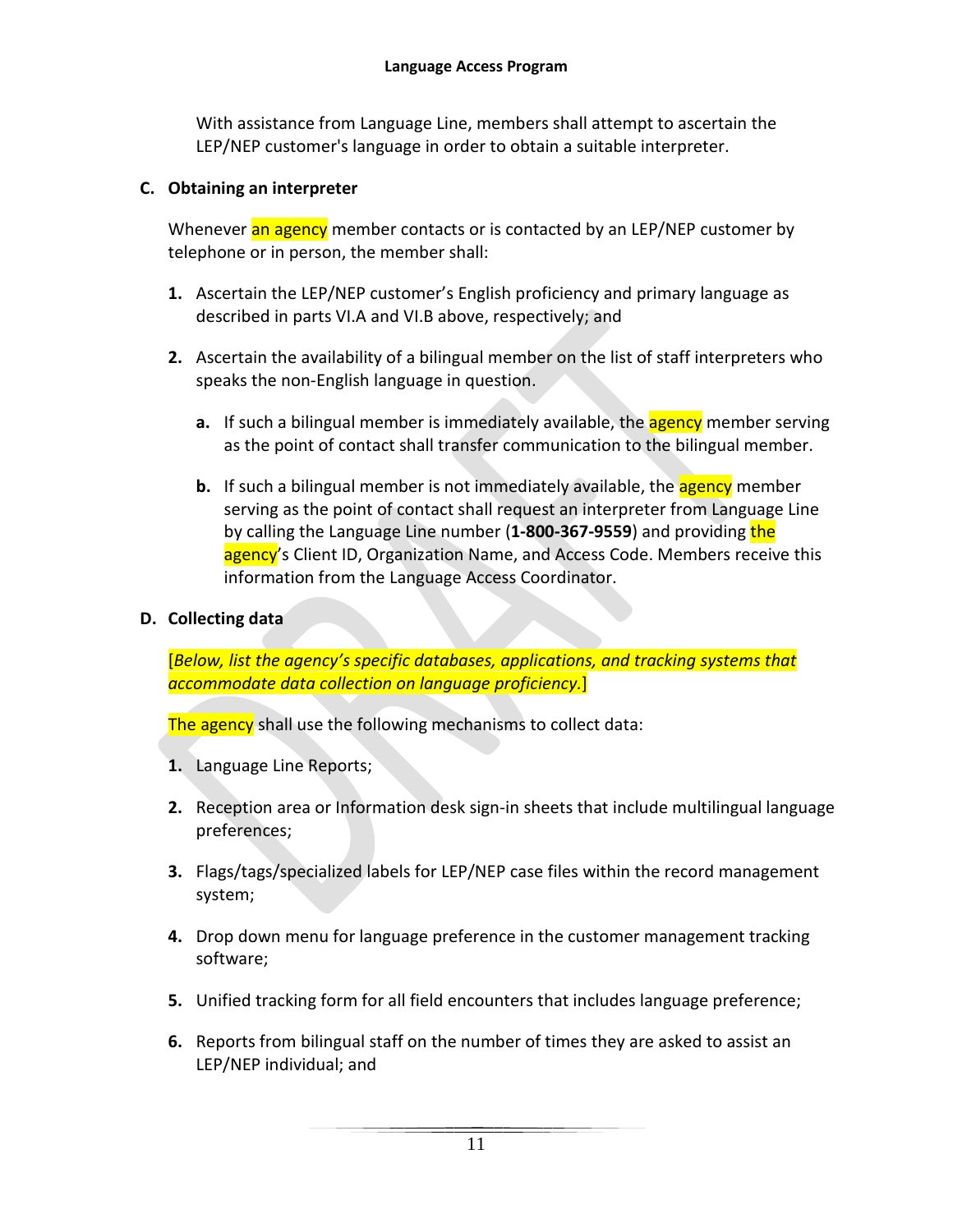With assistance from Language Line, members shall attempt to ascertain the LEP/NEP customer's language in order to obtain a suitable interpreter.

## C. Obtaining an interpreter

Whenever an agency member contacts or is contacted by an LEP/NEP customer by telephone or in person, the member shall:

1. Ascertain the LEP/NEP customer's English proficiency and primary language as described in parts VI.A and VI.B above, respectively; and

2. Ascertain the availability of a bilingual member on the list of staff interpreters who speaks the non-English language in question.

   a. If such a bilingual member is immediately available, the agency member serving as the point of contact shall transfer communication to the bilingual member.

   b. If such a bilingual member is not immediately available, the agency member serving as the point of contact shall request an interpreter from Language Line by calling the Language Line number (**1-800-367-9559**) and providing the agency's Client ID, Organization Name, and Access Code. Members receive this information from the Language Access Coordinator.

## D. Collecting data

[*Below, list the agency's specific databases, applications, and tracking systems that accommodate data collection on language proficiency.*]

The agency shall use the following mechanisms to collect data:

1. Language Line Reports;

2. Reception area or Information desk sign-in sheets that include multilingual language preferences;

3. Flags/tags/specialized labels for LEP/NEP case files within the record management system;

4. Drop down menu for language preference in the customer management tracking software;

5. Unified tracking form for all field encounters that includes language preference;

6. Reports from bilingual staff on the number of times they are asked to assist an LEP/NEP individual; and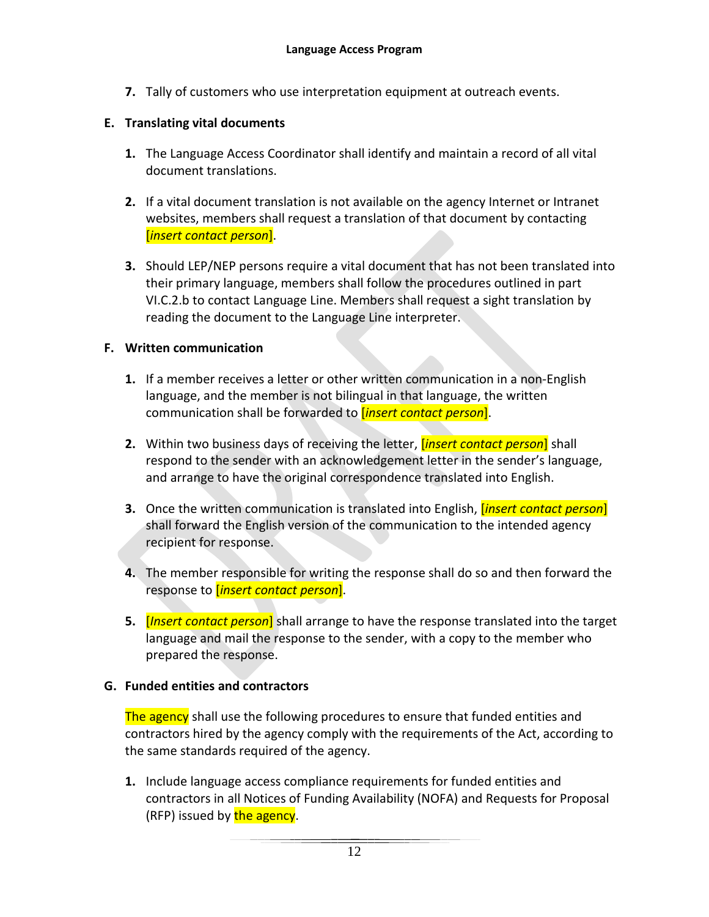7. Tally of customers who use interpretation equipment at outreach events.

### E. Translating vital documents

1. The Language Access Coordinator shall identify and maintain a record of all vital document translations.

2. If a vital document translation is not available on the agency Internet or Intranet websites, members shall request a translation of that document by contacting [*insert contact person*].

3. Should LEP/NEP persons require a vital document that has not been translated into their primary language, members shall follow the procedures outlined in part VI.C.2.b to contact Language Line. Members shall request a sight translation by reading the document to the Language Line interpreter.

### F. Written communication

1. If a member receives a letter or other written communication in a non-English language, and the member is not bilingual in that language, the written communication shall be forwarded to [*insert contact person*].

2. Within two business days of receiving the letter, [*insert contact person*] shall respond to the sender with an acknowledgement letter in the sender's language, and arrange to have the original correspondence translated into English.

3. Once the written communication is translated into English, [*insert contact person*] shall forward the English version of the communication to the intended agency recipient for response.

4. The member responsible for writing the response shall do so and then forward the response to [*insert contact person*].

5. [*Insert contact person*] shall arrange to have the response translated into the target language and mail the response to the sender, with a copy to the member who prepared the response.

### G. Funded entities and contractors

The agency shall use the following procedures to ensure that funded entities and contractors hired by the agency comply with the requirements of the Act, according to the same standards required of the agency.

1. Include language access compliance requirements for funded entities and contractors in all Notices of Funding Availability (NOFA) and Requests for Proposal (RFP) issued by the agency.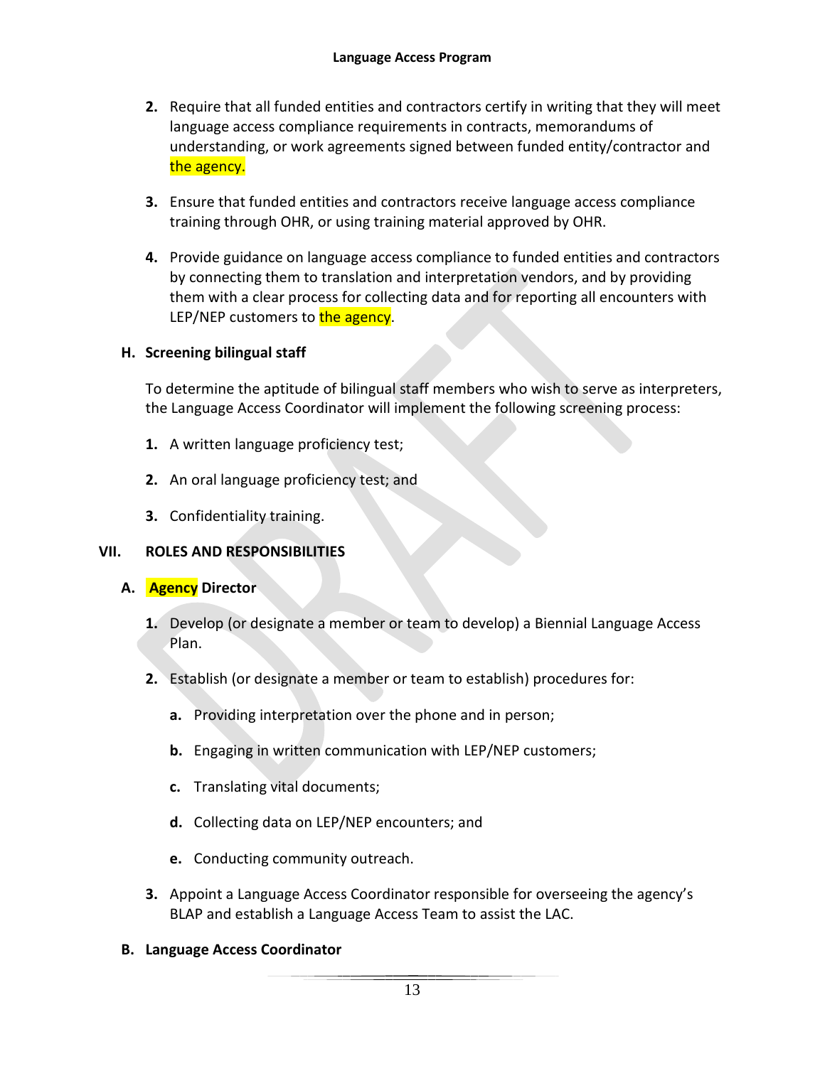2. Require that all funded entities and contractors certify in writing that they will meet language access compliance requirements in contracts, memorandums of understanding, or work agreements signed between funded entity/contractor and the agency.

3. Ensure that funded entities and contractors receive language access compliance training through OHR, or using training material approved by OHR.

4. Provide guidance on language access compliance to funded entities and contractors by connecting them to translation and interpretation vendors, and by providing them with a clear process for collecting data and for reporting all encounters with LEP/NEP customers to the agency.

### H. Screening bilingual staff

To determine the aptitude of bilingual staff members who wish to serve as interpreters, the Language Access Coordinator will implement the following screening process:

1. A written language proficiency test;

2. An oral language proficiency test; and

3. Confidentiality training.

## VII. ROLES AND RESPONSIBILITIES

### A. Agency Director

1. Develop (or designate a member or team to develop) a Biennial Language Access Plan.

2. Establish (or designate a member or team to establish) procedures for:

   a. Providing interpretation over the phone and in person;

   b. Engaging in written communication with LEP/NEP customers;

   c. Translating vital documents;

   d. Collecting data on LEP/NEP encounters; and

   e. Conducting community outreach.

3. Appoint a Language Access Coordinator responsible for overseeing the agency's BLAP and establish a Language Access Team to assist the LAC.

### B. Language Access Coordinator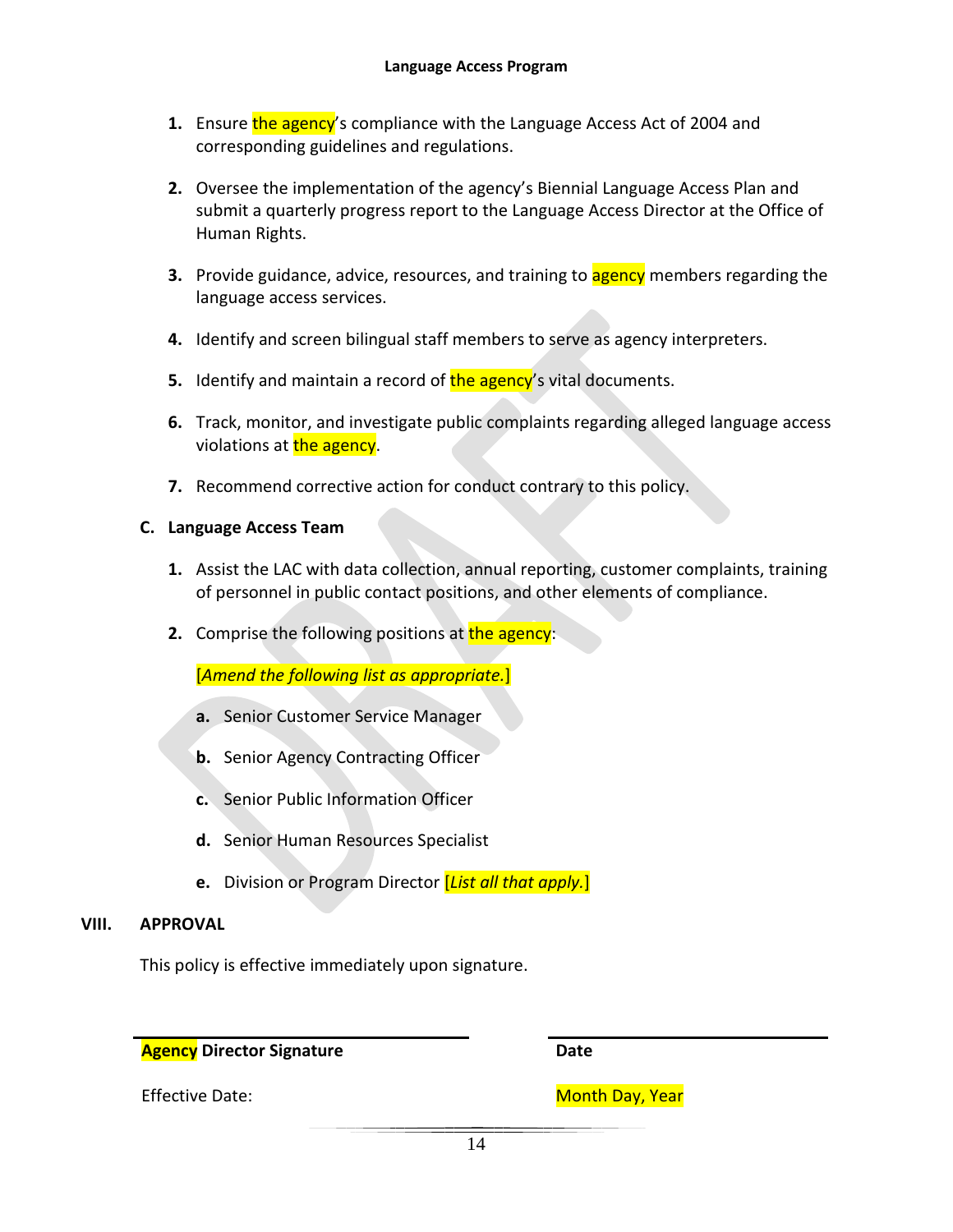1. Ensure the agency's compliance with the Language Access Act of 2004 and corresponding guidelines and regulations.

2. Oversee the implementation of the agency's Biennial Language Access Plan and submit a quarterly progress report to the Language Access Director at the Office of Human Rights.

3. Provide guidance, advice, resources, and training to agency members regarding the language access services.

4. Identify and screen bilingual staff members to serve as agency interpreters.

5. Identify and maintain a record of the agency's vital documents.

6. Track, monitor, and investigate public complaints regarding alleged language access violations at the agency.

7. Recommend corrective action for conduct contrary to this policy.

**C. Language Access Team**

1. Assist the LAC with data collection, annual reporting, customer complaints, training of personnel in public contact positions, and other elements of compliance.

2. Comprise the following positions at the agency:

   [*Amend the following list as appropriate.*]

   a. Senior Customer Service Manager

   b. Senior Agency Contracting Officer

   c. Senior Public Information Officer

   d. Senior Human Resources Specialist

   e. Division or Program Director [*List all that apply.*]

## VIII. APPROVAL

This policy is effective immediately upon signature.

| **Agency Director Signature** | **Date** |
|---|---|
| Effective Date: | Month Day, Year |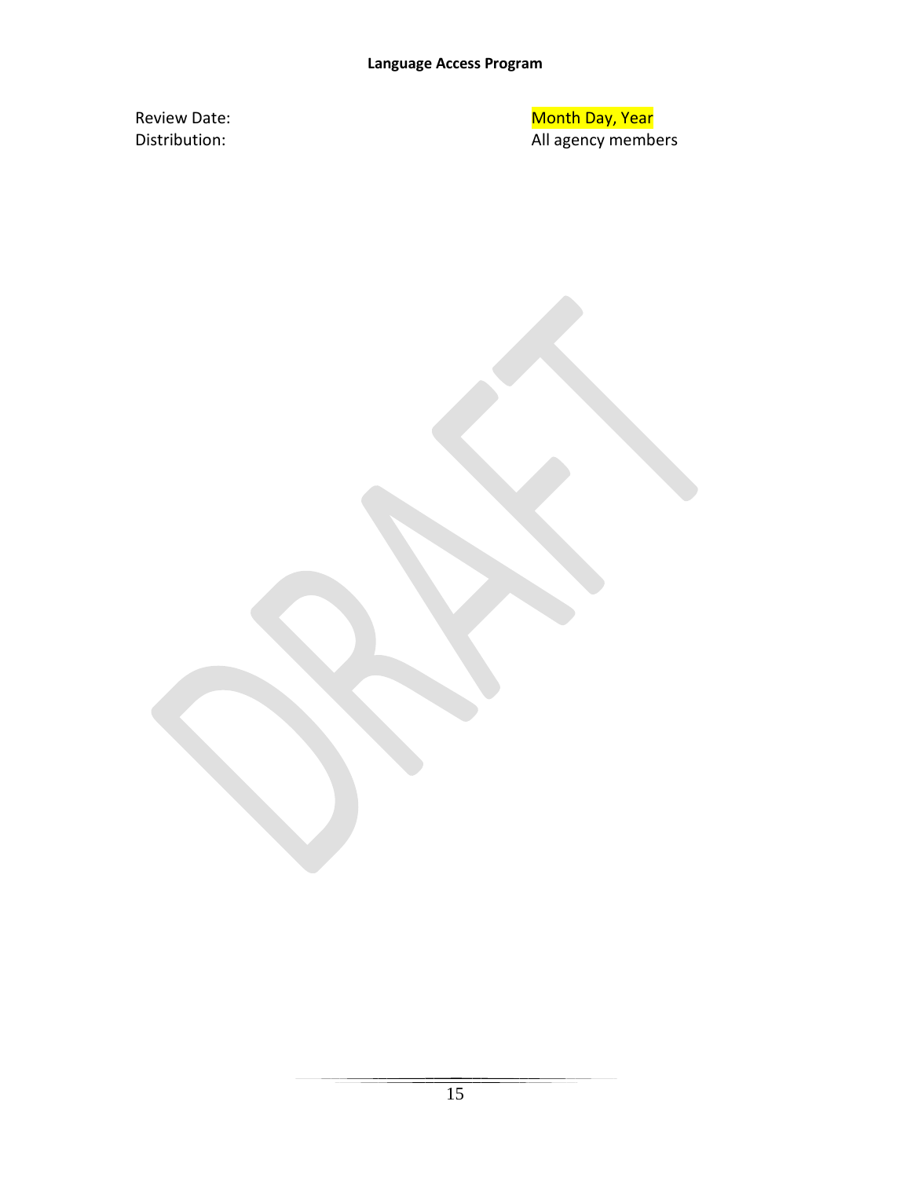**Language Access Program**

| | |
|---|---|
| Review Date: | Month Day, Year |
| Distribution: | All agency members |